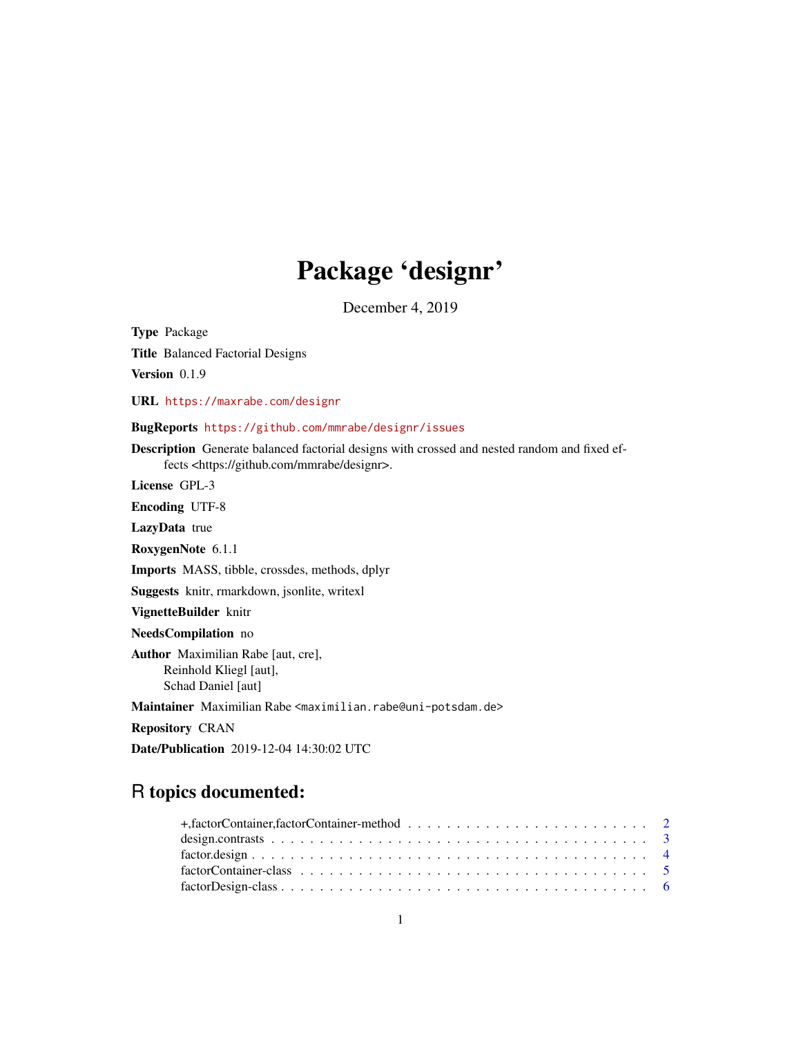# Package 'designr'

December 4, 2019

**Type** Package

**Title** Balanced Factorial Designs

**Version** 0.1.9

**URL** https://maxrabe.com/designr

**BugReports** https://github.com/mmrabe/designr/issues

**Description** Generate balanced factorial designs with crossed and nested random and fixed effects <https://github.com/mmrabe/designr>.

**License** GPL-3

**Encoding** UTF-8

**LazyData** true

**RoxygenNote** 6.1.1

**Imports** MASS, tibble, crossdes, methods, dplyr

**Suggests** knitr, rmarkdown, jsonlite, writexl

**VignetteBuilder** knitr

**NeedsCompilation** no

**Author** Maximilian Rabe [aut, cre],
Reinhold Kliegl [aut],
Schad Daniel [aut]

**Maintainer** Maximilian Rabe <maximilian.rabe@uni-potsdam.de>

**Repository** CRAN

**Date/Publication** 2019-12-04 14:30:02 UTC

## R topics documented:

+,factorContainer,factorContainer-method . . . . . . . . . . . . . . . . . . . . . . . . . 2
design.contrasts . . . . . . . . . . . . . . . . . . . . . . . . . . . . . . . . . . . . . . 3
factor.design . . . . . . . . . . . . . . . . . . . . . . . . . . . . . . . . . . . . . . . 4
factorContainer-class . . . . . . . . . . . . . . . . . . . . . . . . . . . . . . . . . . . 5
factorDesign-class . . . . . . . . . . . . . . . . . . . . . . . . . . . . . . . . . . . . . 6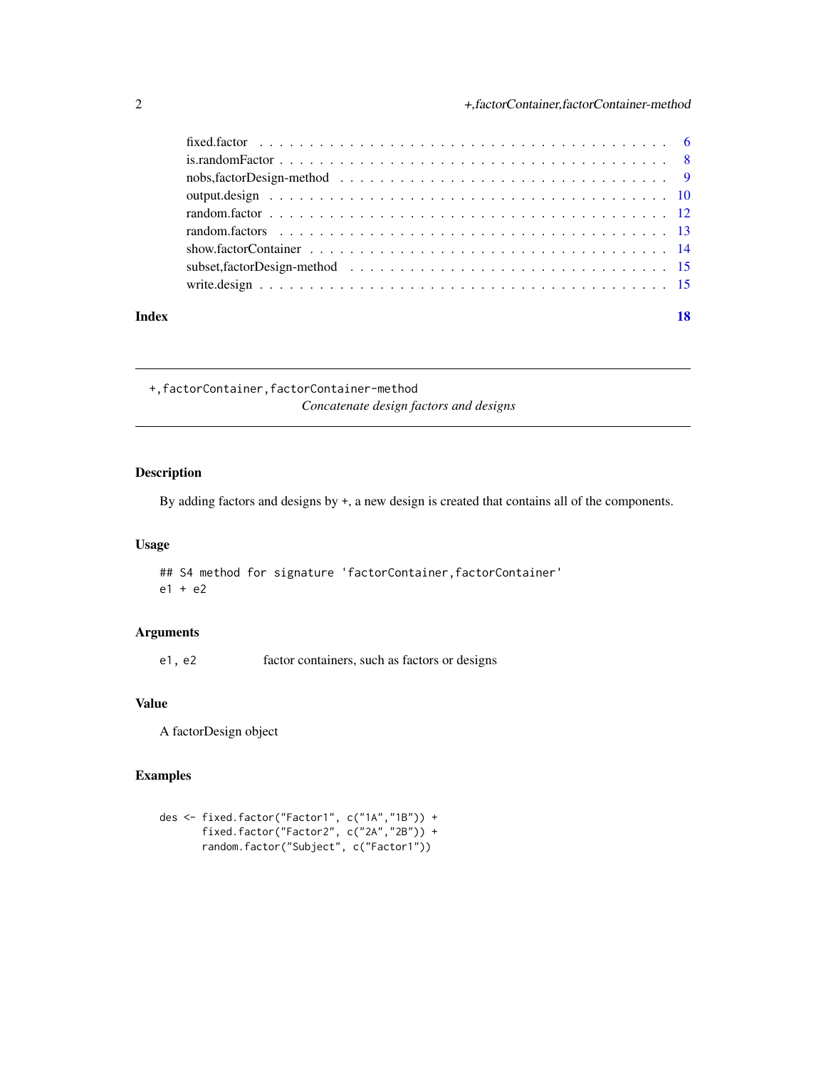fixed.factor . . . . . . . . . . . . . . . . . . . . . . . . . . . . . . . . . . . . . . 6
is.randomFactor . . . . . . . . . . . . . . . . . . . . . . . . . . . . . . . . . . . . . 8
nobs,factorDesign-method . . . . . . . . . . . . . . . . . . . . . . . . . . . . . . . . 9
output.design . . . . . . . . . . . . . . . . . . . . . . . . . . . . . . . . . . . . . . 10
random.factor . . . . . . . . . . . . . . . . . . . . . . . . . . . . . . . . . . . . . . 12
random.factors . . . . . . . . . . . . . . . . . . . . . . . . . . . . . . . . . . . . . 13
show.factorContainer . . . . . . . . . . . . . . . . . . . . . . . . . . . . . . . . . . 14
subset,factorDesign-method . . . . . . . . . . . . . . . . . . . . . . . . . . . . . . . 15
write.design . . . . . . . . . . . . . . . . . . . . . . . . . . . . . . . . . . . . . . 15

**Index** **18**

---

## +,factorContainer,factorContainer-method

*Concatenate design factors and designs*

---

### Description

By adding factors and designs by +, a new design is created that contains all of the components.

### Usage

```
## S4 method for signature 'factorContainer,factorContainer'
e1 + e2
```

### Arguments

| | |
|---|---|
| e1, e2 | factor containers, such as factors or designs |

### Value

A factorDesign object

### Examples

```
des <- fixed.factor("Factor1", c("1A","1B")) +
       fixed.factor("Factor2", c("2A","2B")) +
       random.factor("Subject", c("Factor1"))
```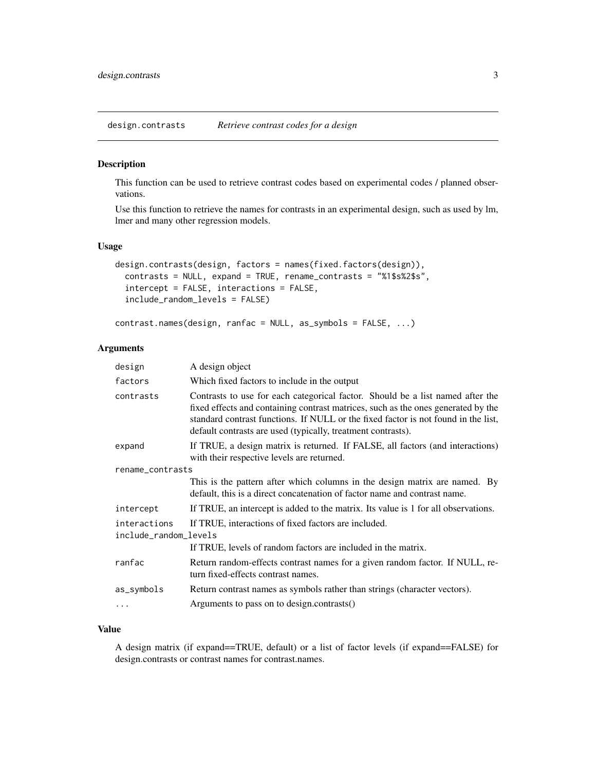## design.contrasts — *Retrieve contrast codes for a design*

### Description

This function can be used to retrieve contrast codes based on experimental codes / planned observations.

Use this function to retrieve the names for contrasts in an experimental design, such as used by lm, lmer and many other regression models.

### Usage

```
design.contrasts(design, factors = names(fixed.factors(design)),
  contrasts = NULL, expand = TRUE, rename_contrasts = "%1$s%2$s",
  intercept = FALSE, interactions = FALSE,
  include_random_levels = FALSE)

contrast.names(design, ranfac = NULL, as_symbols = FALSE, ...)
```

### Arguments

| Argument | Description |
|---|---|
| `design` | A design object |
| `factors` | Which fixed factors to include in the output |
| `contrasts` | Contrasts to use for each categorical factor. Should be a list named after the fixed effects and containing contrast matrices, such as the ones generated by the standard contrast functions. If NULL or the fixed factor is not found in the list, default contrasts are used (typically, treatment contrasts). |
| `expand` | If TRUE, a design matrix is returned. If FALSE, all factors (and interactions) with their respective levels are returned. |
| `rename_contrasts` | This is the pattern after which columns in the design matrix are named. By default, this is a direct concatenation of factor name and contrast name. |
| `intercept` | If TRUE, an intercept is added to the matrix. Its value is 1 for all observations. |
| `interactions` | If TRUE, interactions of fixed factors are included. |
| `include_random_levels` | If TRUE, levels of random factors are included in the matrix. |
| `ranfac` | Return random-effects contrast names for a given random factor. If NULL, return fixed-effects contrast names. |
| `as_symbols` | Return contrast names as symbols rather than strings (character vectors). |
| `...` | Arguments to pass on to design.contrasts() |

### Value

A design matrix (if expand==TRUE, default) or a list of factor levels (if expand==FALSE) for design.contrasts or contrast names for contrast.names.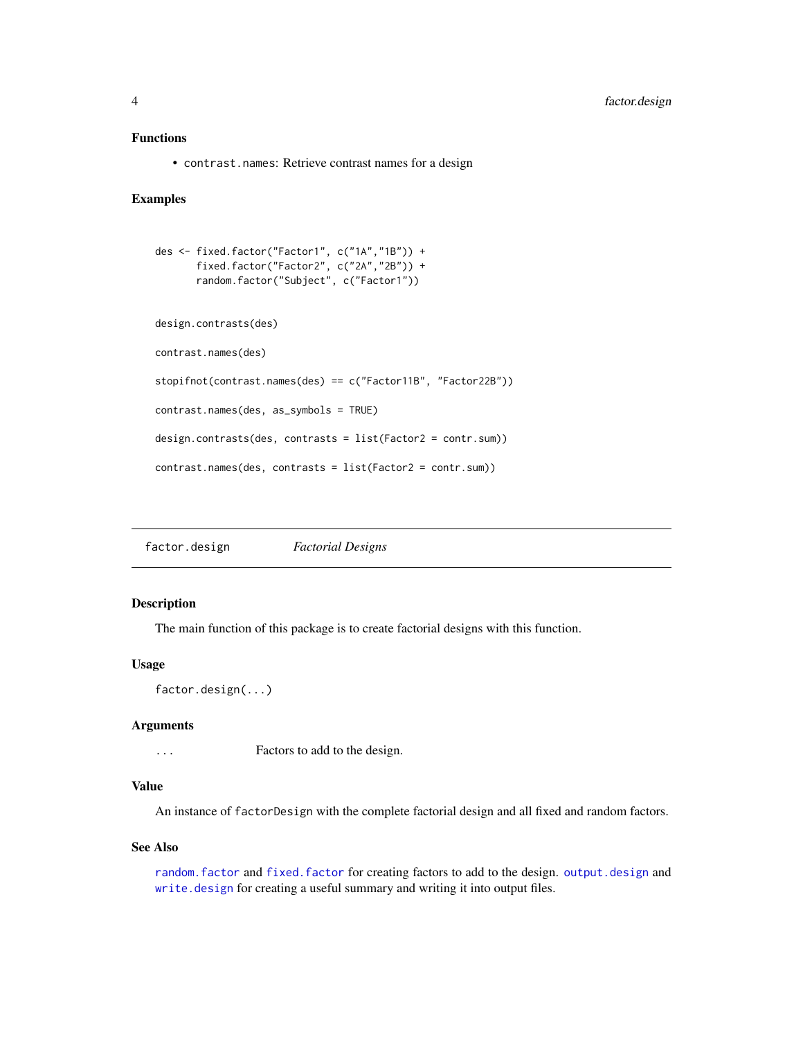### Functions

- `contrast.names`: Retrieve contrast names for a design

### Examples

```
des <- fixed.factor("Factor1", c("1A","1B")) +
       fixed.factor("Factor2", c("2A","2B")) +
       random.factor("Subject", c("Factor1"))


design.contrasts(des)

contrast.names(des)

stopifnot(contrast.names(des) == c("Factor11B", "Factor22B"))

contrast.names(des, as_symbols = TRUE)

design.contrasts(des, contrasts = list(Factor2 = contr.sum))

contrast.names(des, contrasts = list(Factor2 = contr.sum))
```

---

## factor.design *Factorial Designs*

---

### Description

The main function of this package is to create factorial designs with this function.

### Usage

```
factor.design(...)
```

### Arguments

| | |
|---|---|
| `...` | Factors to add to the design. |

### Value

An instance of `factorDesign` with the complete factorial design and all fixed and random factors.

### See Also

`random.factor` and `fixed.factor` for creating factors to add to the design. `output.design` and `write.design` for creating a useful summary and writing it into output files.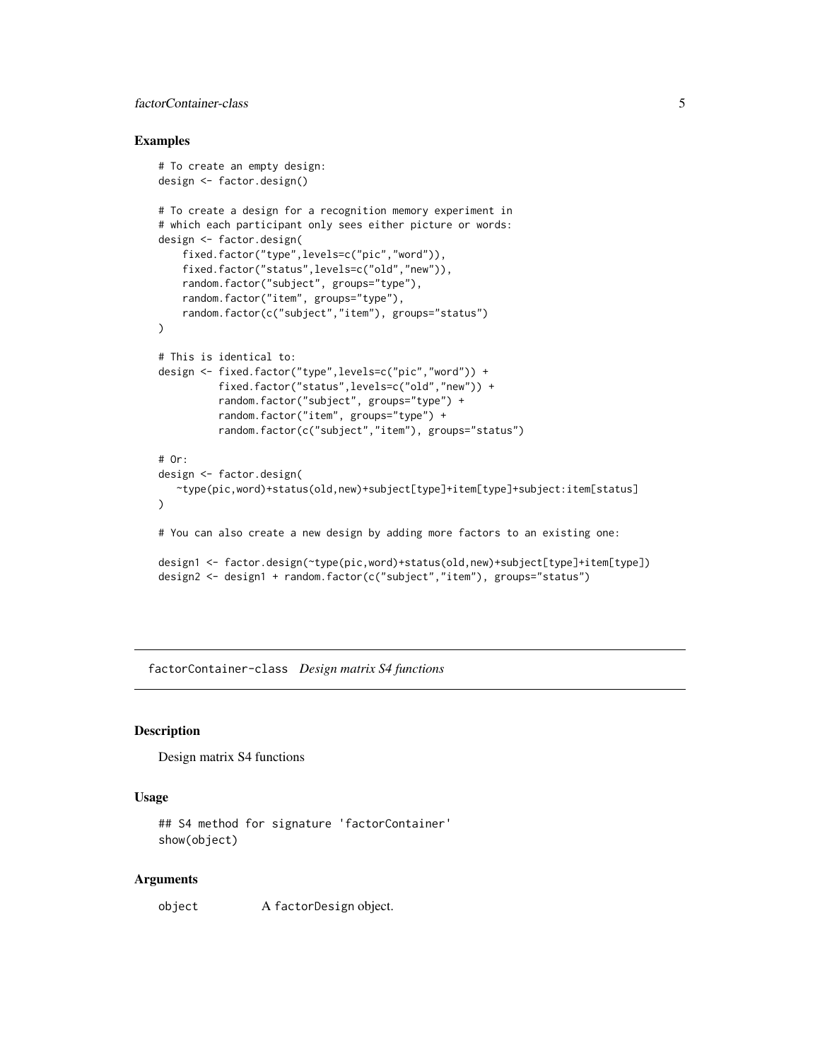## Examples

```
# To create an empty design:
design <- factor.design()

# To create a design for a recognition memory experiment in
# which each participant only sees either picture or words:
design <- factor.design(
    fixed.factor("type",levels=c("pic","word")),
    fixed.factor("status",levels=c("old","new")),
    random.factor("subject", groups="type"),
    random.factor("item", groups="type"),
    random.factor(c("subject","item"), groups="status")
)

# This is identical to:
design <- fixed.factor("type",levels=c("pic","word")) +
          fixed.factor("status",levels=c("old","new")) +
          random.factor("subject", groups="type") +
          random.factor("item", groups="type") +
          random.factor(c("subject","item"), groups="status")

# Or:
design <- factor.design(
   ~type(pic,word)+status(old,new)+subject[type]+item[type]+subject:item[status]
)

# You can also create a new design by adding more factors to an existing one:

design1 <- factor.design(~type(pic,word)+status(old,new)+subject[type]+item[type])
design2 <- design1 + random.factor(c("subject","item"), groups="status")
```

# factorContainer-class    *Design matrix S4 functions*

## Description

Design matrix S4 functions

## Usage

```
## S4 method for signature 'factorContainer'
show(object)
```

## Arguments

| | |
|---|---|
| object | A factorDesign object. |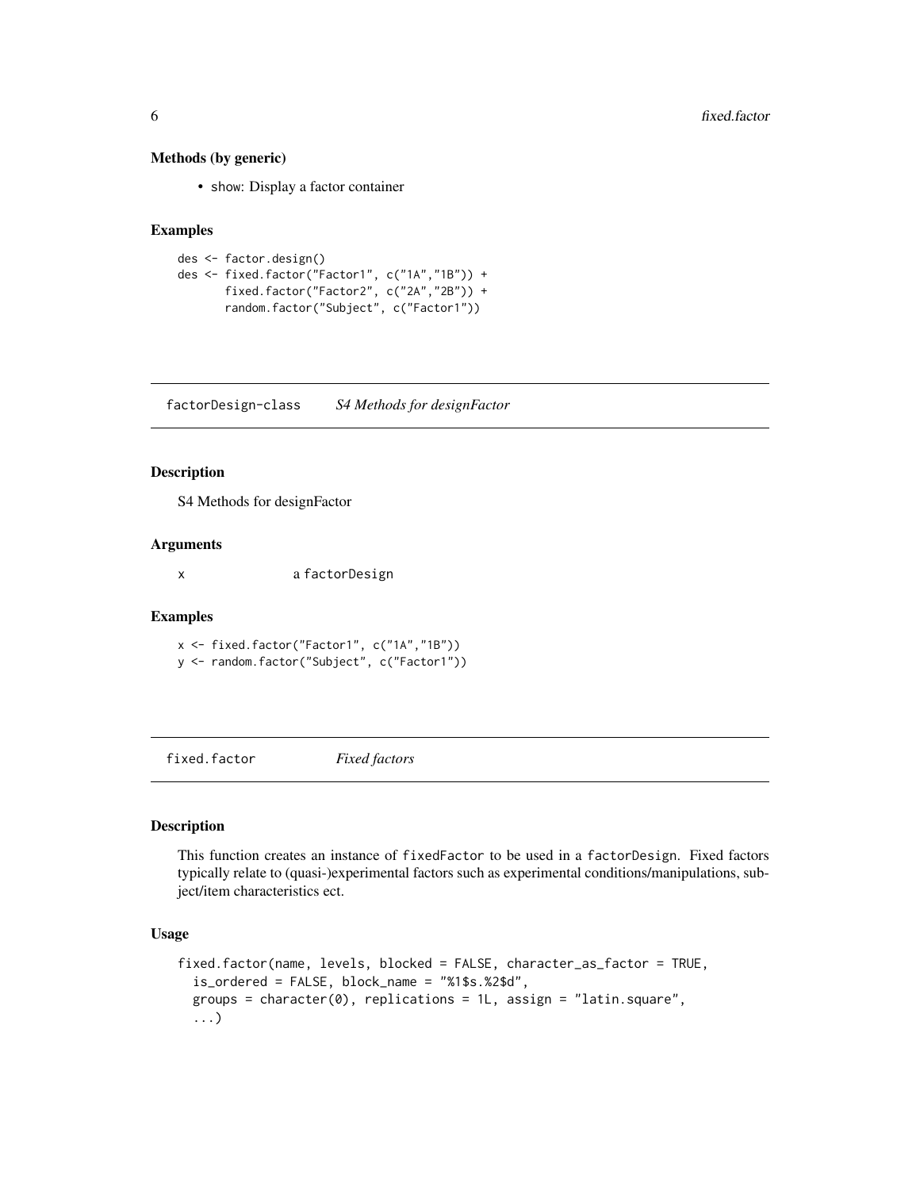### Methods (by generic)

- show: Display a factor container

### Examples

```
des <- factor.design()
des <- fixed.factor("Factor1", c("1A","1B")) +
       fixed.factor("Factor2", c("2A","2B")) +
       random.factor("Subject", c("Factor1"))
```

## factorDesign-class *S4 Methods for designFactor*

### Description

S4 Methods for designFactor

### Arguments

| | |
|---|---|
| x | a factorDesign |

### Examples

```
x <- fixed.factor("Factor1", c("1A","1B"))
y <- random.factor("Subject", c("Factor1"))
```

## fixed.factor *Fixed factors*

### Description

This function creates an instance of fixedFactor to be used in a factorDesign. Fixed factors typically relate to (quasi-)experimental factors such as experimental conditions/manipulations, subject/item characteristics ect.

### Usage

```
fixed.factor(name, levels, blocked = FALSE, character_as_factor = TRUE,
  is_ordered = FALSE, block_name = "%1$s.%2$d",
  groups = character(0), replications = 1L, assign = "latin.square",
  ...)
```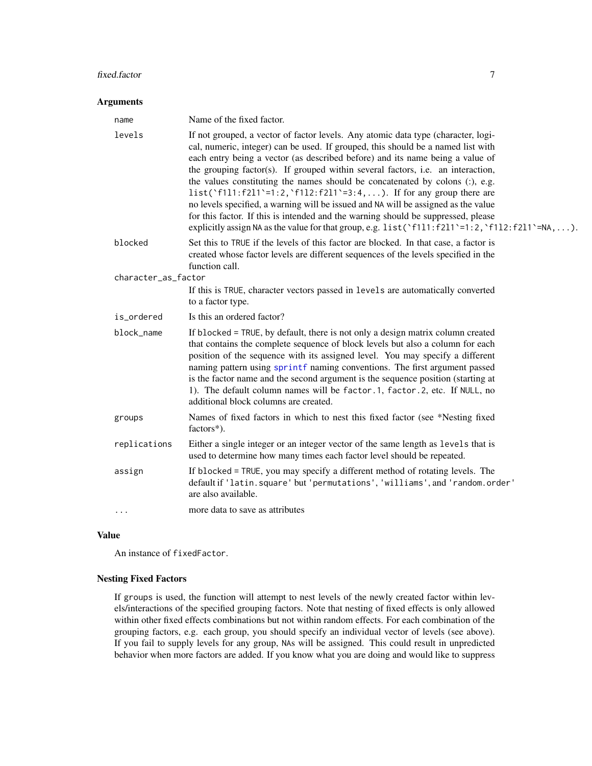### Arguments

`name` Name of the fixed factor.

`levels` If not grouped, a vector of factor levels. Any atomic data type (character, logical, numeric, integer) can be used. If grouped, this should be a named list with each entry being a vector (as described before) and its name being a value of the grouping factor(s). If grouped within several factors, i.e. an interaction, the values constituting the names should be concatenated by colons (:), e.g. ``list(`f1l1:f2l1`=1:2,`f1l2:f2l1`=3:4,...)``. If for any group there are no levels specified, a warning will be issued and `NA` will be assigned as the value for this factor. If this is intended and the warning should be suppressed, please explicitly assign `NA` as the value for that group, e.g. ``list(`f1l1:f2l1`=1:2,`f1l2:f2l1`=NA,...)``.

`blocked` Set this to `TRUE` if the levels of this factor are blocked. In that case, a factor is created whose factor levels are different sequences of the levels specified in the function call.

`character_as_factor` If this is `TRUE`, character vectors passed in `levels` are automatically converted to a factor type.

`is_ordered` Is this an ordered factor?

`block_name` If `blocked = TRUE`, by default, there is not only a design matrix column created that contains the complete sequence of block levels but also a column for each position of the sequence with its assigned level. You may specify a different naming pattern using `sprintf` naming conventions. The first argument passed is the factor name and the second argument is the sequence position (starting at 1). The default column names will be `factor.1`, `factor.2`, etc. If `NULL`, no additional block columns are created.

`groups` Names of fixed factors in which to nest this fixed factor (see *Nesting fixed factors*).

`replications` Either a single integer or an integer vector of the same length as `levels` that is used to determine how many times each factor level should be repeated.

`assign` If `blocked = TRUE`, you may specify a different method of rotating levels. The default if `'latin.square'` but `'permutations'`, `'williams'`, and `'random.order'` are also available.

`...` more data to save as attributes

### Value

An instance of `fixedFactor`.

### Nesting Fixed Factors

If `groups` is used, the function will attempt to nest levels of the newly created factor within levels/interactions of the specified grouping factors. Note that nesting of fixed effects is only allowed within other fixed effects combinations but not within random effects. For each combination of the grouping factors, e.g. each group, you should specify an individual vector of levels (see above). If you fail to supply levels for any group, `NA`s will be assigned. This could result in unpredicted behavior when more factors are added. If you know what you are doing and would like to suppress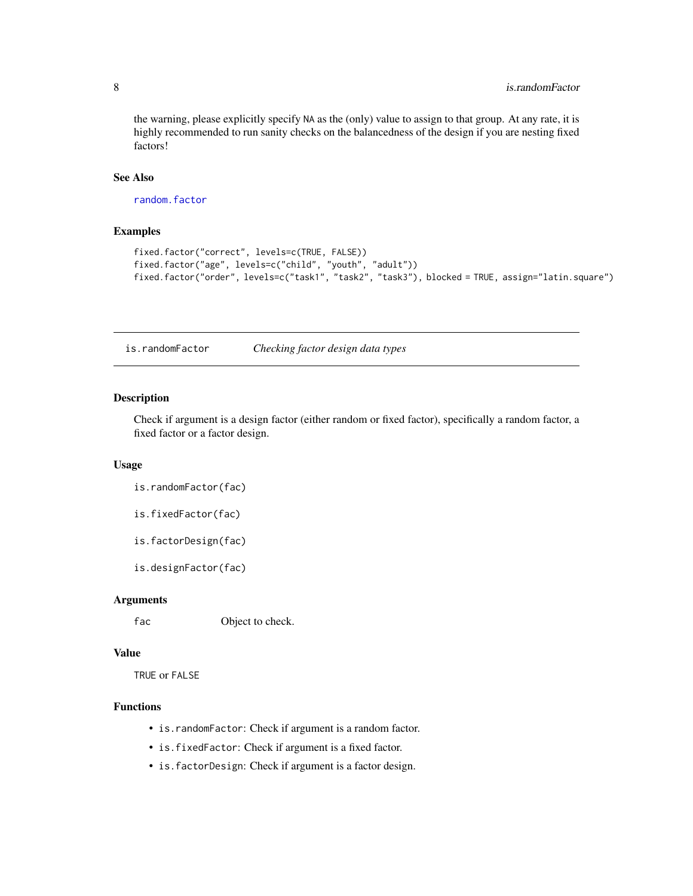the warning, please explicitly specify `NA` as the (only) value to assign to that group. At any rate, it is highly recommended to run sanity checks on the balancedness of the design if you are nesting fixed factors!

### See Also

`random.factor`

### Examples

```
fixed.factor("correct", levels=c(TRUE, FALSE))
fixed.factor("age", levels=c("child", "youth", "adult"))
fixed.factor("order", levels=c("task1", "task2", "task3"), blocked = TRUE, assign="latin.square")
```

---

## is.randomFactor &nbsp;&nbsp;&nbsp;&nbsp; *Checking factor design data types*

---

### Description

Check if argument is a design factor (either random or fixed factor), specifically a random factor, a fixed factor or a factor design.

### Usage

```
is.randomFactor(fac)

is.fixedFactor(fac)

is.factorDesign(fac)

is.designFactor(fac)
```

### Arguments

| | |
|---|---|
| `fac` | Object to check. |

### Value

`TRUE` or `FALSE`

### Functions

- `is.randomFactor`: Check if argument is a random factor.
- `is.fixedFactor`: Check if argument is a fixed factor.
- `is.factorDesign`: Check if argument is a factor design.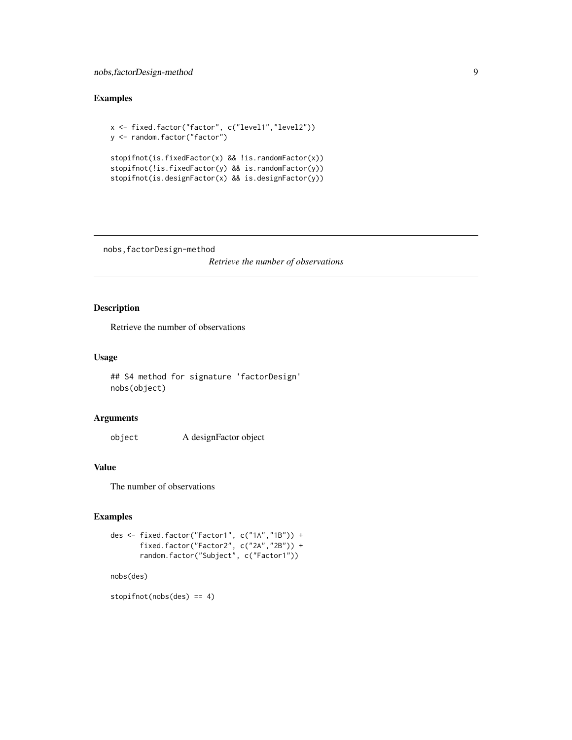## Examples

```
x <- fixed.factor("factor", c("level1","level2"))
y <- random.factor("factor")

stopifnot(is.fixedFactor(x) && !is.randomFactor(x))
stopifnot(!is.fixedFactor(y) && is.randomFactor(y))
stopifnot(is.designFactor(x) && is.designFactor(y))
```

---

# nobs,factorDesign-method

*Retrieve the number of observations*

---

## Description

Retrieve the number of observations

## Usage

```
## S4 method for signature 'factorDesign'
nobs(object)
```

## Arguments

| | |
|---|---|
| object | A designFactor object |

## Value

The number of observations

## Examples

```
des <- fixed.factor("Factor1", c("1A","1B")) +
       fixed.factor("Factor2", c("2A","2B")) +
       random.factor("Subject", c("Factor1"))

nobs(des)

stopifnot(nobs(des) == 4)
```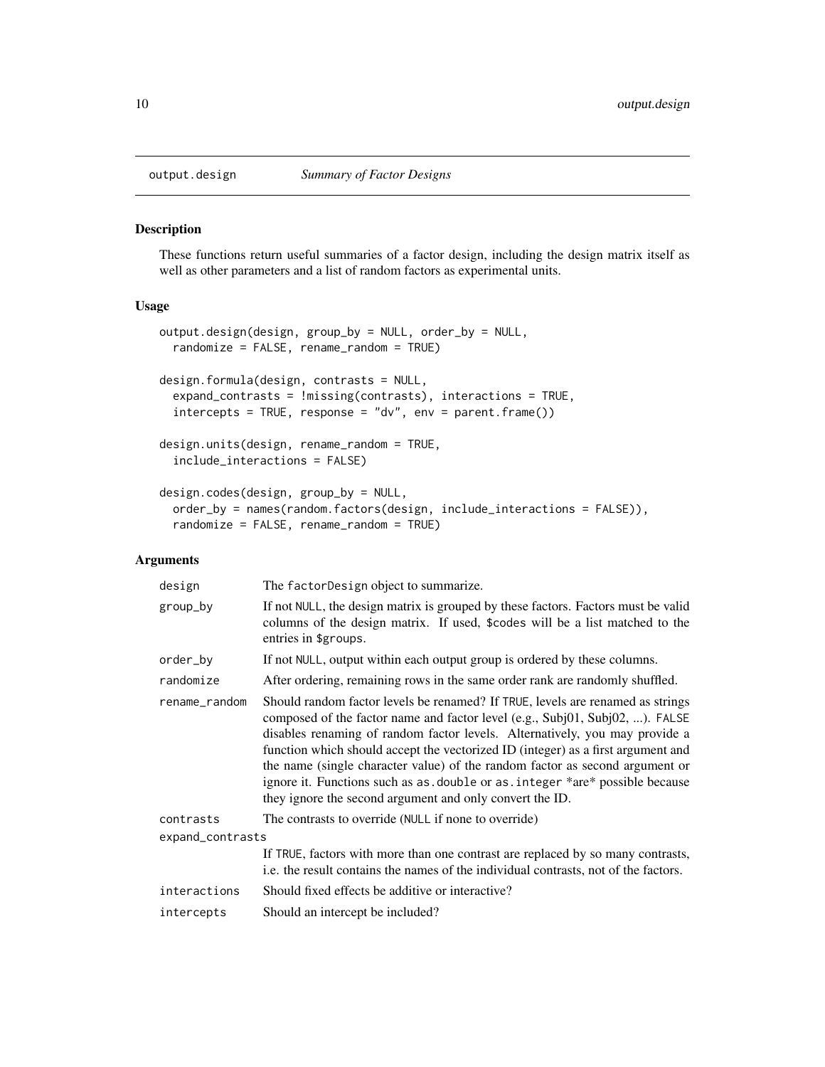output.design *Summary of Factor Designs*

## Description

These functions return useful summaries of a factor design, including the design matrix itself as well as other parameters and a list of random factors as experimental units.

## Usage

```
output.design(design, group_by = NULL, order_by = NULL,
  randomize = FALSE, rename_random = TRUE)

design.formula(design, contrasts = NULL,
  expand_contrasts = !missing(contrasts), interactions = TRUE,
  intercepts = TRUE, response = "dv", env = parent.frame())

design.units(design, rename_random = TRUE,
  include_interactions = FALSE)

design.codes(design, group_by = NULL,
  order_by = names(random.factors(design, include_interactions = FALSE)),
  randomize = FALSE, rename_random = TRUE)
```

## Arguments

| | |
|---|---|
| design | The factorDesign object to summarize. |
| group_by | If not NULL, the design matrix is grouped by these factors. Factors must be valid columns of the design matrix. If used, $codes will be a list matched to the entries in $groups. |
| order_by | If not NULL, output within each output group is ordered by these columns. |
| randomize | After ordering, remaining rows in the same order rank are randomly shuffled. |
| rename_random | Should random factor levels be renamed? If TRUE, levels are renamed as strings composed of the factor name and factor level (e.g., Subj01, Subj02, ...). FALSE disables renaming of random factor levels. Alternatively, you may provide a function which should accept the vectorized ID (integer) as a first argument and the name (single character value) of the random factor as second argument or ignore it. Functions such as as.double or as.integer *are* possible because they ignore the second argument and only convert the ID. |
| contrasts | The contrasts to override (NULL if none to override) |
| expand_contrasts | If TRUE, factors with more than one contrast are replaced by so many contrasts, i.e. the result contains the names of the individual contrasts, not of the factors. |
| interactions | Should fixed effects be additive or interactive? |
| intercepts | Should an intercept be included? |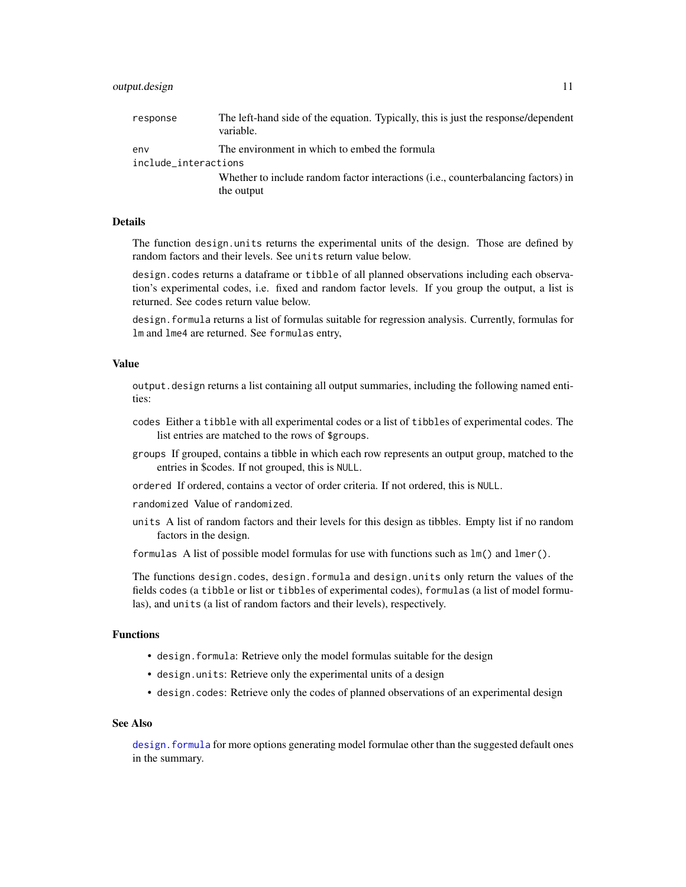| | |
|---|---|
| `response` | The left-hand side of the equation. Typically, this is just the response/dependent variable. |
| `env` | The environment in which to embed the formula |
| `include_interactions` | Whether to include random factor interactions (i.e., counterbalancing factors) in the output |

### Details

The function `design.units` returns the experimental units of the design. Those are defined by random factors and their levels. See `units` return value below.

`design.codes` returns a dataframe or `tibble` of all planned observations including each observation's experimental codes, i.e. fixed and random factor levels. If you group the output, a list is returned. See `codes` return value below.

`design.formula` returns a list of formulas suitable for regression analysis. Currently, formulas for `lm` and `lme4` are returned. See `formulas` entry,

### Value

`output.design` returns a list containing all output summaries, including the following named entities:

- `codes` Either a `tibble` with all experimental codes or a list of `tibbles` of experimental codes. The list entries are matched to the rows of `$groups`.
- `groups` If grouped, contains a tibble in which each row represents an output group, matched to the entries in $codes. If not grouped, this is `NULL`.
- `ordered` If ordered, contains a vector of order criteria. If not ordered, this is `NULL`.
- `randomized` Value of `randomized`.
- `units` A list of random factors and their levels for this design as tibbles. Empty list if no random factors in the design.
- `formulas` A list of possible model formulas for use with functions such as `lm()` and `lmer()`.

The functions `design.codes`, `design.formula` and `design.units` only return the values of the fields `codes` (a `tibble` or list or `tibbles` of experimental codes), `formulas` (a list of model formulas), and `units` (a list of random factors and their levels), respectively.

### Functions

- `design.formula`: Retrieve only the model formulas suitable for the design
- `design.units`: Retrieve only the experimental units of a design
- `design.codes`: Retrieve only the codes of planned observations of an experimental design

### See Also

`design.formula` for more options generating model formulae other than the suggested default ones in the summary.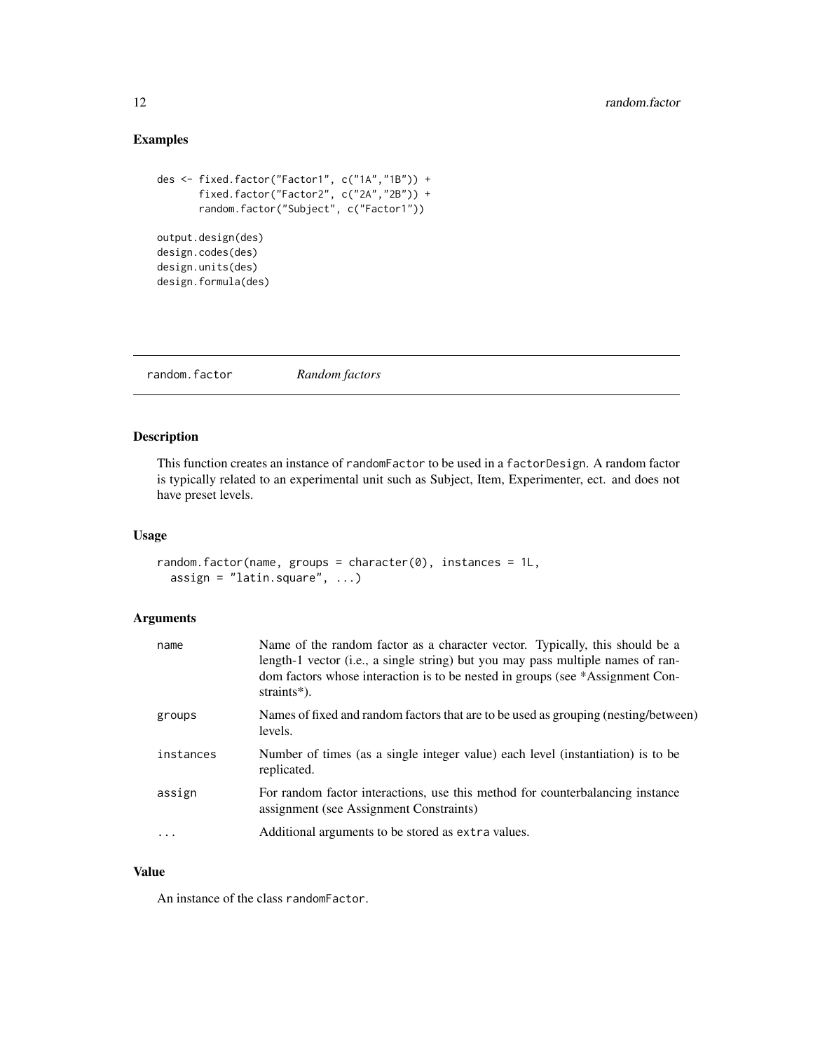## Examples

```
des <- fixed.factor("Factor1", c("1A","1B")) +
       fixed.factor("Factor2", c("2A","2B")) +
       random.factor("Subject", c("Factor1"))

output.design(des)
design.codes(des)
design.units(des)
design.formula(des)
```

---

# random.factor *Random factors*

---

## Description

This function creates an instance of randomFactor to be used in a factorDesign. A random factor is typically related to an experimental unit such as Subject, Item, Experimenter, ect. and does not have preset levels.

## Usage

```
random.factor(name, groups = character(0), instances = 1L,
  assign = "latin.square", ...)
```

## Arguments

| | |
|---|---|
| name | Name of the random factor as a character vector. Typically, this should be a length-1 vector (i.e., a single string) but you may pass multiple names of random factors whose interaction is to be nested in groups (see *Assignment Constraints*). |
| groups | Names of fixed and random factors that are to be used as grouping (nesting/between) levels. |
| instances | Number of times (as a single integer value) each level (instantiation) is to be replicated. |
| assign | For random factor interactions, use this method for counterbalancing instance assignment (see Assignment Constraints) |
| ... | Additional arguments to be stored as extra values. |

## Value

An instance of the class randomFactor.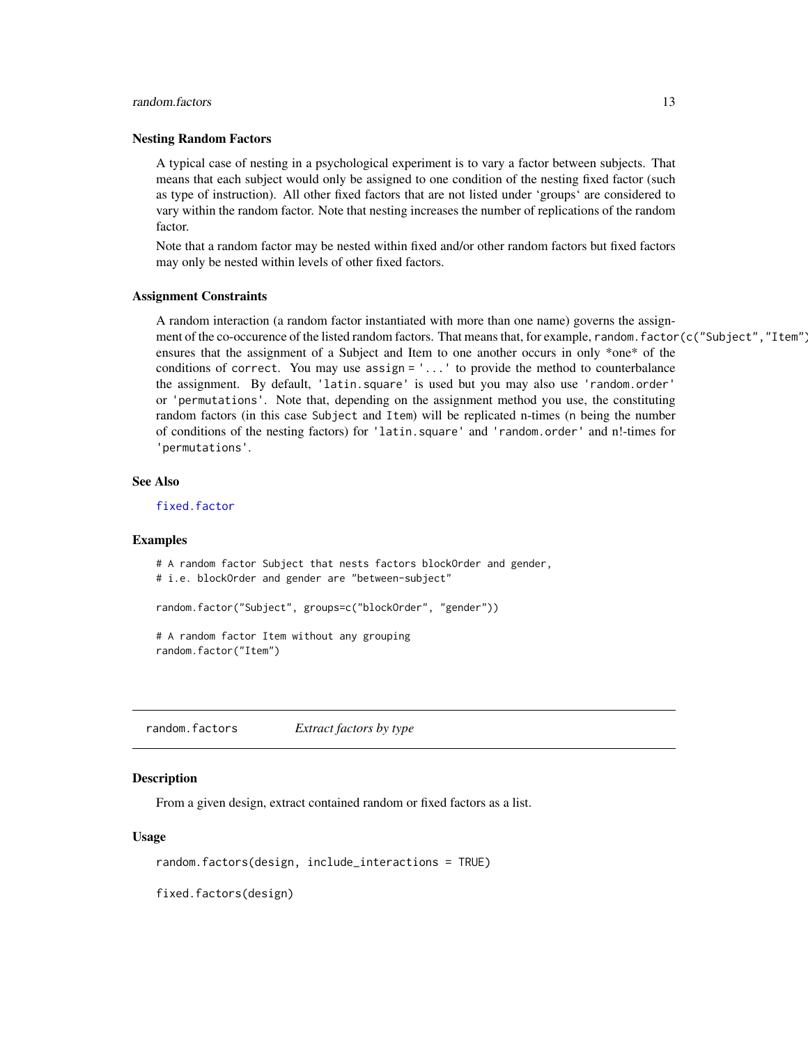### Nesting Random Factors

A typical case of nesting in a psychological experiment is to vary a factor between subjects. That means that each subject would only be assigned to one condition of the nesting fixed factor (such as type of instruction). All other fixed factors that are not listed under 'groups' are considered to vary within the random factor. Note that nesting increases the number of replications of the random factor.

Note that a random factor may be nested within fixed and/or other random factors but fixed factors may only be nested within levels of other fixed factors.

### Assignment Constraints

A random interaction (a random factor instantiated with more than one name) governs the assignment of the co-occurence of the listed random factors. That means that, for example, `random.factor(c("Subject","Item")` ensures that the assignment of a Subject and Item to one another occurs in only *one* of the conditions of `correct`. You may use `assign = '...'` to provide the method to counterbalance the assignment. By default, `'latin.square'` is used but you may also use `'random.order'` or `'permutations'`. Note that, depending on the assignment method you use, the constituting random factors (in this case `Subject` and `Item`) will be replicated n-times (n being the number of conditions of the nesting factors) for `'latin.square'` and `'random.order'` and n!-times for `'permutations'`.

### See Also

`fixed.factor`

### Examples

```
# A random factor Subject that nests factors blockOrder and gender,
# i.e. blockOrder and gender are "between-subject"

random.factor("Subject", groups=c("blockOrder", "gender"))

# A random factor Item without any grouping
random.factor("Item")
```

---

## random.factors *Extract factors by type*

### Description

From a given design, extract contained random or fixed factors as a list.

### Usage

```
random.factors(design, include_interactions = TRUE)

fixed.factors(design)
```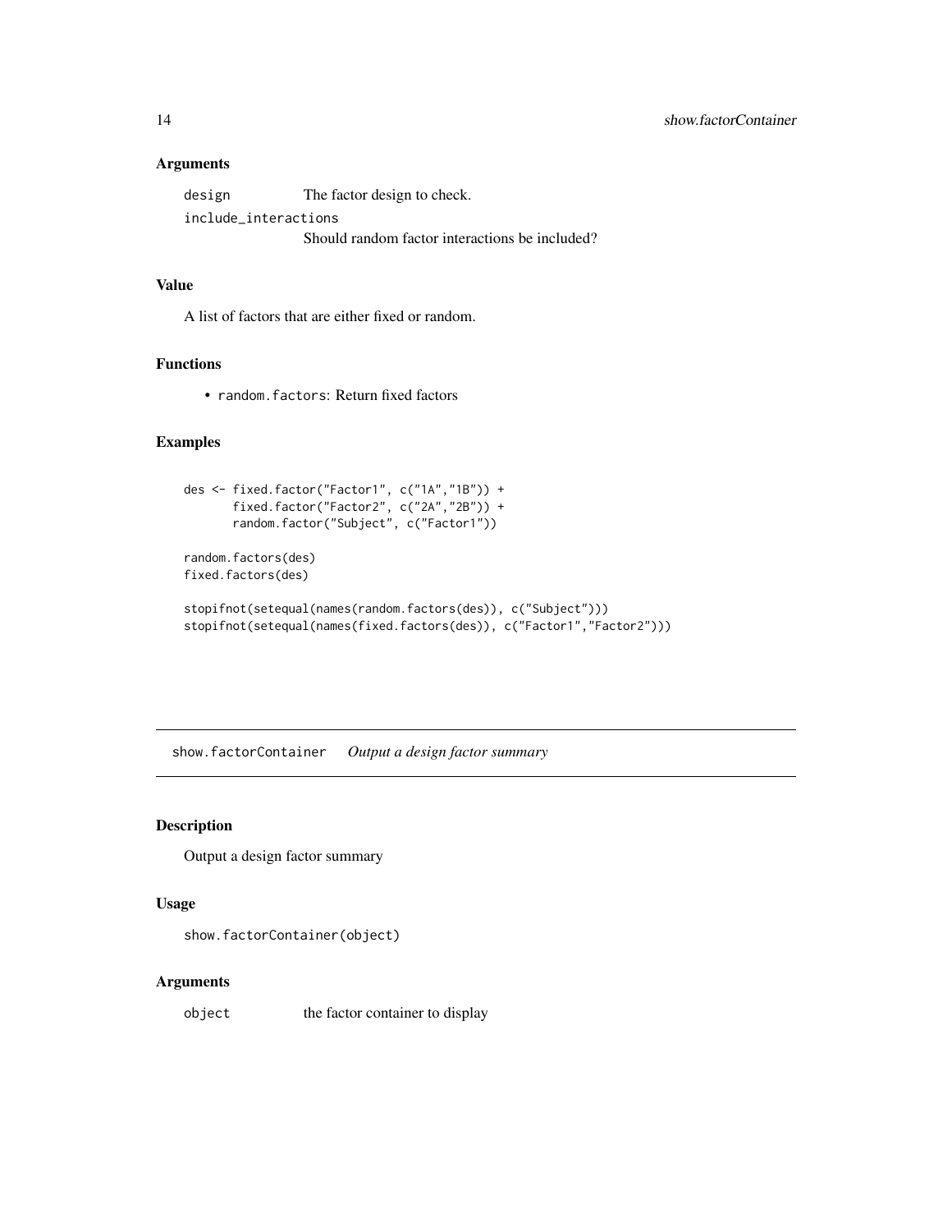### Arguments

design — The factor design to check.

include_interactions — Should random factor interactions be included?

### Value

A list of factors that are either fixed or random.

### Functions

- random.factors: Return fixed factors

### Examples

```
des <- fixed.factor("Factor1", c("1A","1B")) +
       fixed.factor("Factor2", c("2A","2B")) +
       random.factor("Subject", c("Factor1"))

random.factors(des)
fixed.factors(des)

stopifnot(setequal(names(random.factors(des)), c("Subject")))
stopifnot(setequal(names(fixed.factors(des)), c("Factor1","Factor2")))
```

---

## show.factorContainer *Output a design factor summary*

### Description

Output a design factor summary

### Usage

```
show.factorContainer(object)
```

### Arguments

object — the factor container to display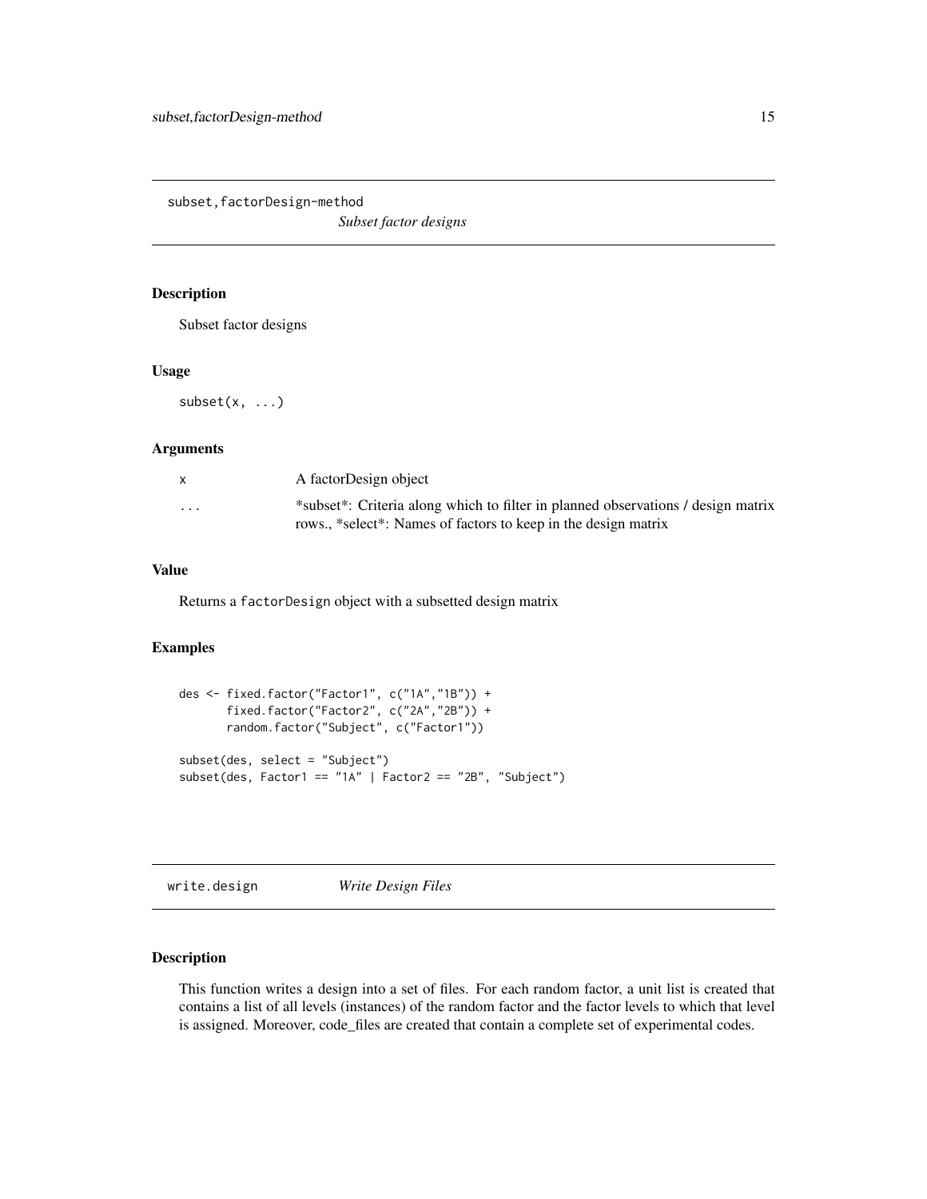## subset,factorDesign-method

*Subset factor designs*

### Description

Subset factor designs

### Usage

```
subset(x, ...)
```

### Arguments

| | |
|---|---|
| x | A factorDesign object |
| ... | *subset*: Criteria along which to filter in planned observations / design matrix rows., *select*: Names of factors to keep in the design matrix |

### Value

Returns a `factorDesign` object with a subsetted design matrix

### Examples

```
des <- fixed.factor("Factor1", c("1A","1B")) +
       fixed.factor("Factor2", c("2A","2B")) +
       random.factor("Subject", c("Factor1"))

subset(des, select = "Subject")
subset(des, Factor1 == "1A" | Factor2 == "2B", "Subject")
```

## write.design

*Write Design Files*

### Description

This function writes a design into a set of files. For each random factor, a unit list is created that contains a list of all levels (instances) of the random factor and the factor levels to which that level is assigned. Moreover, code_files are created that contain a complete set of experimental codes.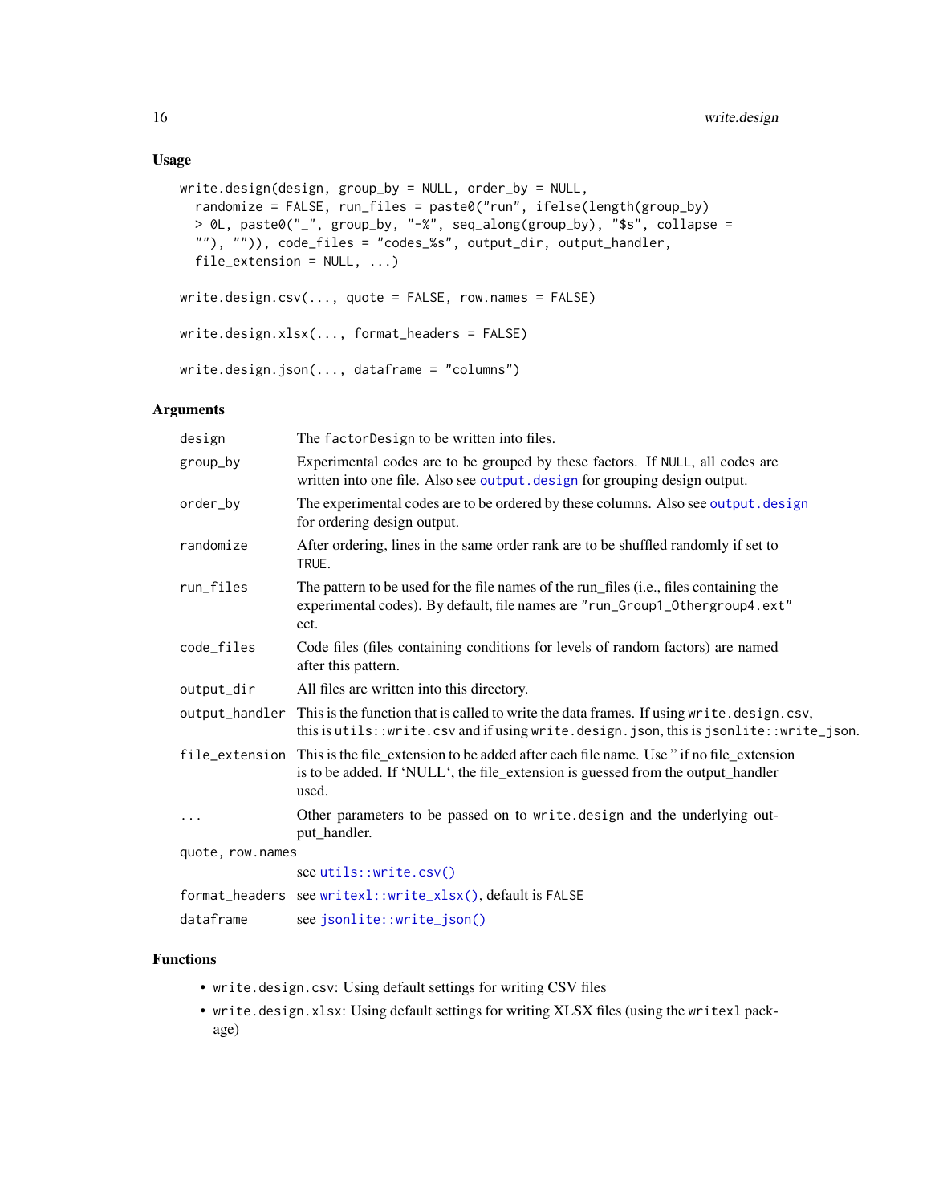## Usage

```
write.design(design, group_by = NULL, order_by = NULL,
  randomize = FALSE, run_files = paste0("run", ifelse(length(group_by)
  > 0L, paste0("_", group_by, "-%", seq_along(group_by), "$s", collapse =
  ""), "")), code_files = "codes_%s", output_dir, output_handler,
  file_extension = NULL, ...)

write.design.csv(..., quote = FALSE, row.names = FALSE)

write.design.xlsx(..., format_headers = FALSE)

write.design.json(..., dataframe = "columns")
```

## Arguments

| | |
|---|---|
| `design` | The `factorDesign` to be written into files. |
| `group_by` | Experimental codes are to be grouped by these factors. If `NULL`, all codes are written into one file. Also see `output.design` for grouping design output. |
| `order_by` | The experimental codes are to be ordered by these columns. Also see `output.design` for ordering design output. |
| `randomize` | After ordering, lines in the same order rank are to be shuffled randomly if set to `TRUE`. |
| `run_files` | The pattern to be used for the file names of the run_files (i.e., files containing the experimental codes). By default, file names are `"run_Group1_Othergroup4.ext"` ect. |
| `code_files` | Code files (files containing conditions for levels of random factors) are named after this pattern. |
| `output_dir` | All files are written into this directory. |
| `output_handler` | This is the function that is called to write the data frames. If using `write.design.csv`, this is `utils::write.csv` and if using `write.design.json`, this is `jsonlite::write_json`. |
| `file_extension` | This is the file_extension to be added after each file name. Use '' if no file_extension is to be added. If 'NULL', the file_extension is guessed from the output_handler used. |
| `...` | Other parameters to be passed on to `write.design` and the underlying output_handler. |
| `quote, row.names` | see `utils::write.csv()` |
| `format_headers` | see `writexl::write_xlsx()`, default is `FALSE` |
| `dataframe` | see `jsonlite::write_json()` |

## Functions

- `write.design.csv`: Using default settings for writing CSV files
- `write.design.xlsx`: Using default settings for writing XLSX files (using the `writexl` package)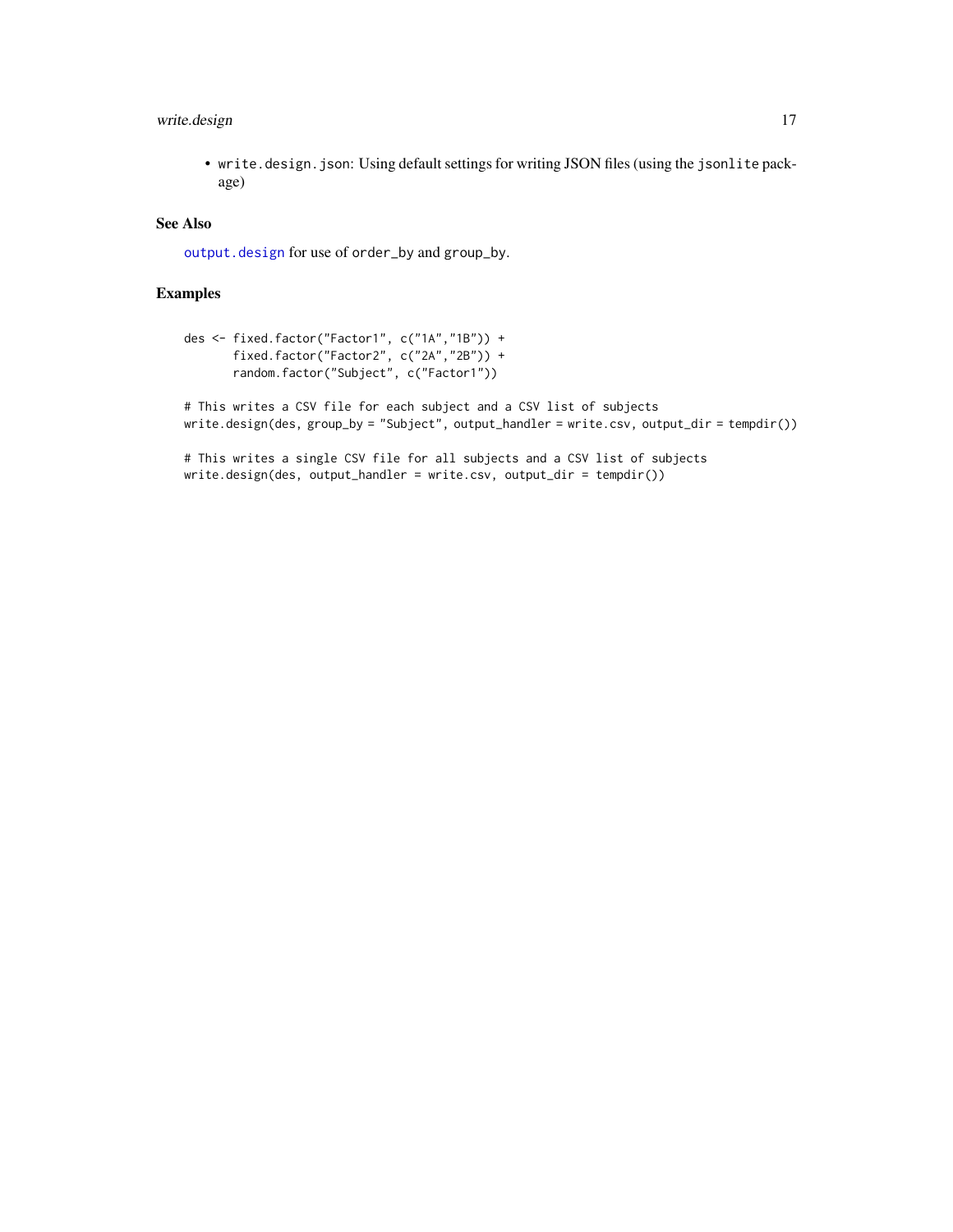- `write.design.json`: Using default settings for writing JSON files (using the `jsonlite` package)

## See Also

`output.design` for use of `order_by` and `group_by`.

## Examples

```
des <- fixed.factor("Factor1", c("1A","1B")) +
       fixed.factor("Factor2", c("2A","2B")) +
       random.factor("Subject", c("Factor1"))

# This writes a CSV file for each subject and a CSV list of subjects
write.design(des, group_by = "Subject", output_handler = write.csv, output_dir = tempdir())

# This writes a single CSV file for all subjects and a CSV list of subjects
write.design(des, output_handler = write.csv, output_dir = tempdir())
```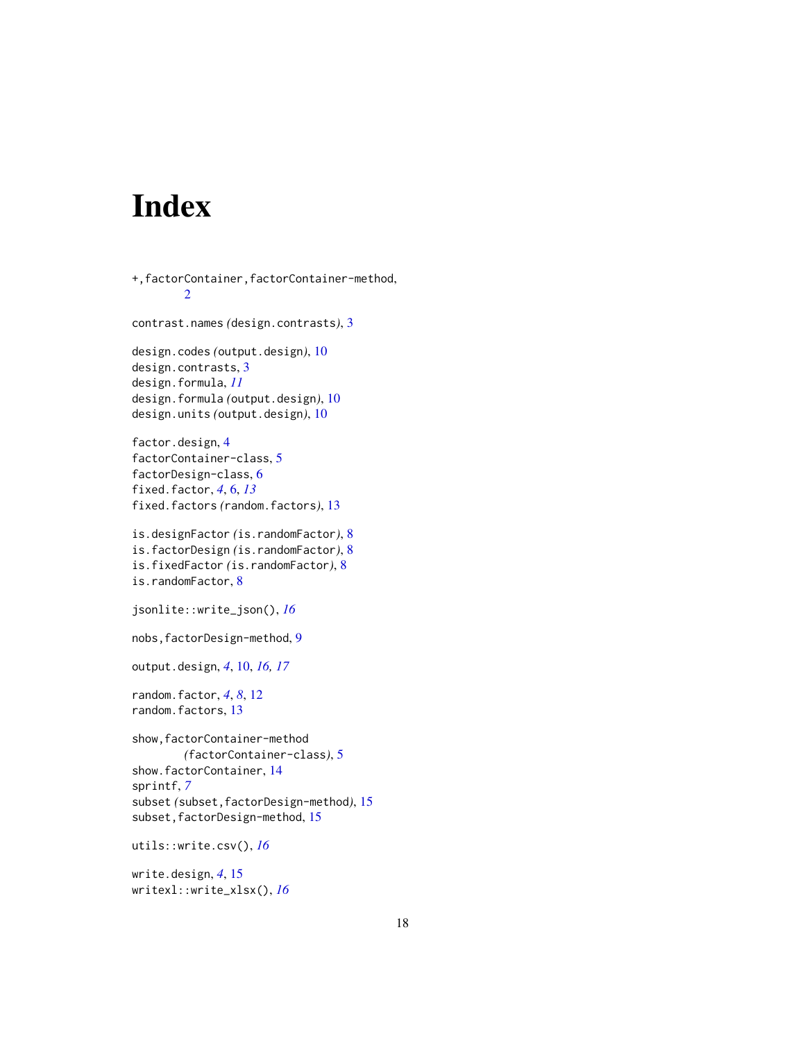# Index

+,factorContainer,factorContainer-method, 2

contrast.names *(*design.contrasts*)*, 3

design.codes *(*output.design*)*, 10
design.contrasts, 3
design.formula, *11*
design.formula *(*output.design*)*, 10
design.units *(*output.design*)*, 10

factor.design, 4
factorContainer-class, 5
factorDesign-class, 6
fixed.factor, *4*, 6, *13*
fixed.factors *(*random.factors*)*, 13

is.designFactor *(*is.randomFactor*)*, 8
is.factorDesign *(*is.randomFactor*)*, 8
is.fixedFactor *(*is.randomFactor*)*, 8
is.randomFactor, 8

jsonlite::write_json(), *16*

nobs,factorDesign-method, 9

output.design, *4*, 10, *16, 17*

random.factor, *4*, *8*, 12
random.factors, 13

show,factorContainer-method *(*factorContainer-class*)*, 5
show.factorContainer, 14
sprintf, *7*
subset *(*subset,factorDesign-method*)*, 15
subset,factorDesign-method, 15

utils::write.csv(), *16*

write.design, *4*, 15
writexl::write_xlsx(), *16*